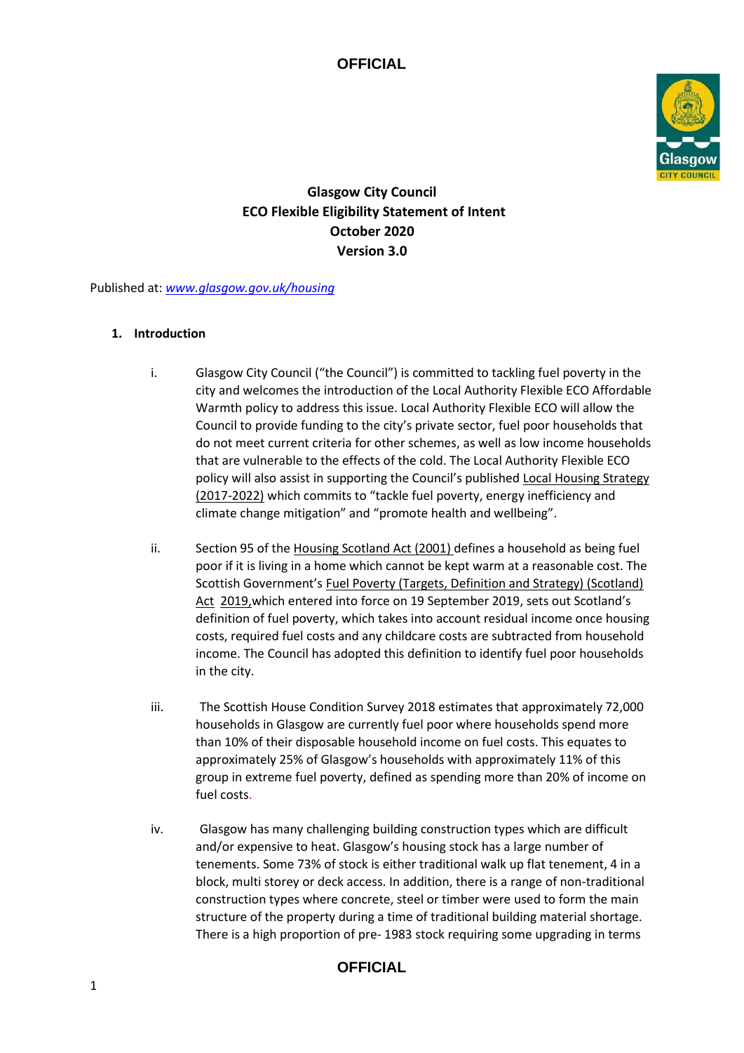# Glasgow City Council
# ECO Flexible Eligibility Statement of Intent
# October 2020
# Version 3.0

Published at: *www.glasgow.gov.uk/housing*

## 1. Introduction

i. Glasgow City Council ("the Council") is committed to tackling fuel poverty in the city and welcomes the introduction of the Local Authority Flexible ECO Affordable Warmth policy to address this issue. Local Authority Flexible ECO will allow the Council to provide funding to the city's private sector, fuel poor households that do not meet current criteria for other schemes, as well as low income households that are vulnerable to the effects of the cold. The Local Authority Flexible ECO policy will also assist in supporting the Council's published Local Housing Strategy (2017-2022) which commits to "tackle fuel poverty, energy inefficiency and climate change mitigation" and "promote health and wellbeing".

ii. Section 95 of the Housing Scotland Act (2001) defines a household as being fuel poor if it is living in a home which cannot be kept warm at a reasonable cost. The Scottish Government's Fuel Poverty (Targets, Definition and Strategy) (Scotland) Act 2019, which entered into force on 19 September 2019, sets out Scotland's definition of fuel poverty, which takes into account residual income once housing costs, required fuel costs and any childcare costs are subtracted from household income. The Council has adopted this definition to identify fuel poor households in the city.

iii. The Scottish House Condition Survey 2018 estimates that approximately 72,000 households in Glasgow are currently fuel poor where households spend more than 10% of their disposable household income on fuel costs. This equates to approximately 25% of Glasgow's households with approximately 11% of this group in extreme fuel poverty, defined as spending more than 20% of income on fuel costs.

iv. Glasgow has many challenging building construction types which are difficult and/or expensive to heat. Glasgow's housing stock has a large number of tenements. Some 73% of stock is either traditional walk up flat tenement, 4 in a block, multi storey or deck access. In addition, there is a range of non-traditional construction types where concrete, steel or timber were used to form the main structure of the property during a time of traditional building material shortage. There is a high proportion of pre- 1983 stock requiring some upgrading in terms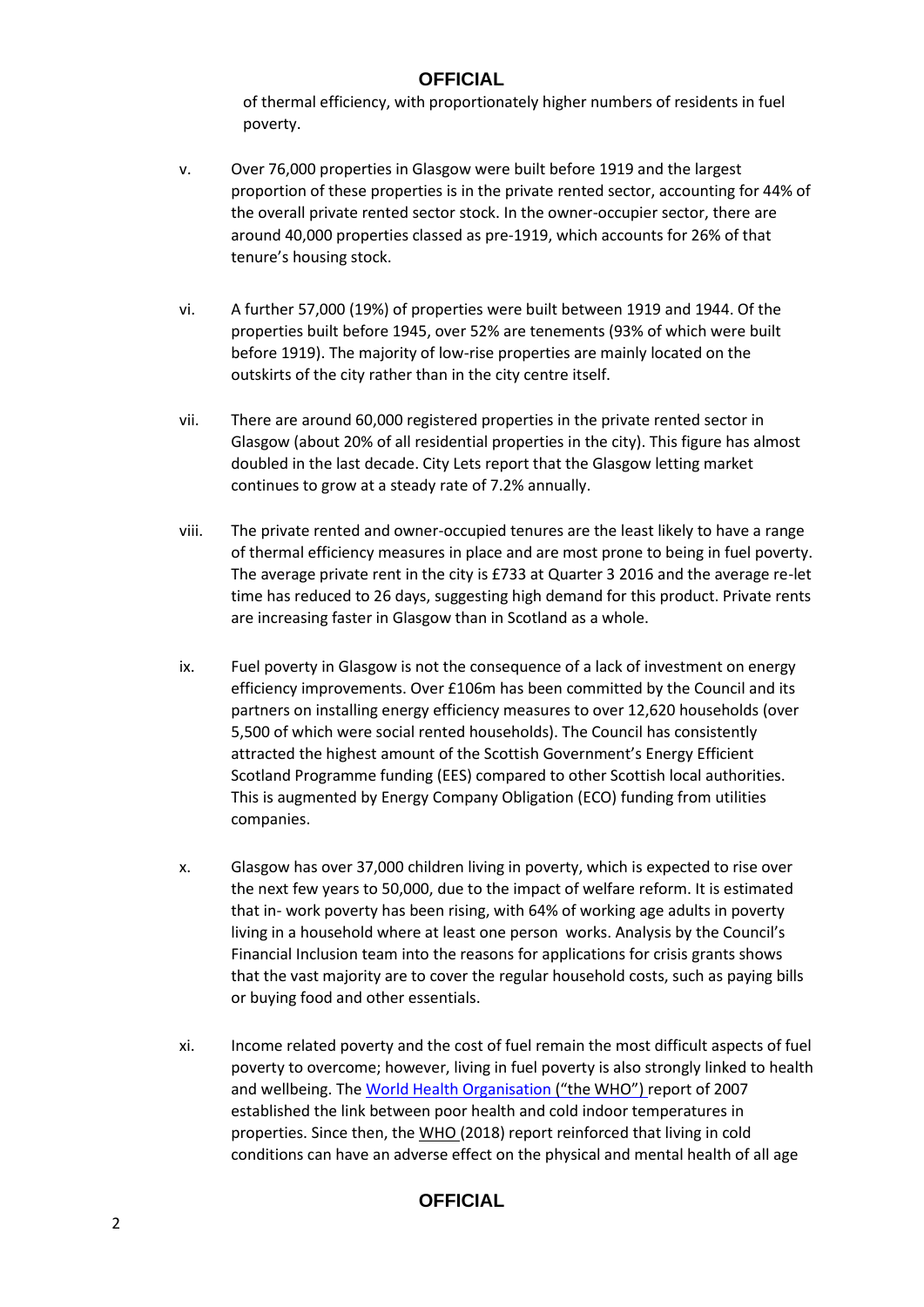of thermal efficiency, with proportionately higher numbers of residents in fuel poverty.

v. Over 76,000 properties in Glasgow were built before 1919 and the largest proportion of these properties is in the private rented sector, accounting for 44% of the overall private rented sector stock. In the owner-occupier sector, there are around 40,000 properties classed as pre-1919, which accounts for 26% of that tenure's housing stock.

vi. A further 57,000 (19%) of properties were built between 1919 and 1944. Of the properties built before 1945, over 52% are tenements (93% of which were built before 1919). The majority of low-rise properties are mainly located on the outskirts of the city rather than in the city centre itself.

vii. There are around 60,000 registered properties in the private rented sector in Glasgow (about 20% of all residential properties in the city). This figure has almost doubled in the last decade. City Lets report that the Glasgow letting market continues to grow at a steady rate of 7.2% annually.

viii. The private rented and owner-occupied tenures are the least likely to have a range of thermal efficiency measures in place and are most prone to being in fuel poverty. The average private rent in the city is £733 at Quarter 3 2016 and the average re-let time has reduced to 26 days, suggesting high demand for this product. Private rents are increasing faster in Glasgow than in Scotland as a whole.

ix. Fuel poverty in Glasgow is not the consequence of a lack of investment on energy efficiency improvements. Over £106m has been committed by the Council and its partners on installing energy efficiency measures to over 12,620 households (over 5,500 of which were social rented households). The Council has consistently attracted the highest amount of the Scottish Government's Energy Efficient Scotland Programme funding (EES) compared to other Scottish local authorities. This is augmented by Energy Company Obligation (ECO) funding from utilities companies.

x. Glasgow has over 37,000 children living in poverty, which is expected to rise over the next few years to 50,000, due to the impact of welfare reform. It is estimated that in- work poverty has been rising, with 64% of working age adults in poverty living in a household where at least one person works. Analysis by the Council's Financial Inclusion team into the reasons for applications for crisis grants shows that the vast majority are to cover the regular household costs, such as paying bills or buying food and other essentials.

xi. Income related poverty and the cost of fuel remain the most difficult aspects of fuel poverty to overcome; however, living in fuel poverty is also strongly linked to health and wellbeing. The World Health Organisation ("the WHO") report of 2007 established the link between poor health and cold indoor temperatures in properties. Since then, the WHO (2018) report reinforced that living in cold conditions can have an adverse effect on the physical and mental health of all age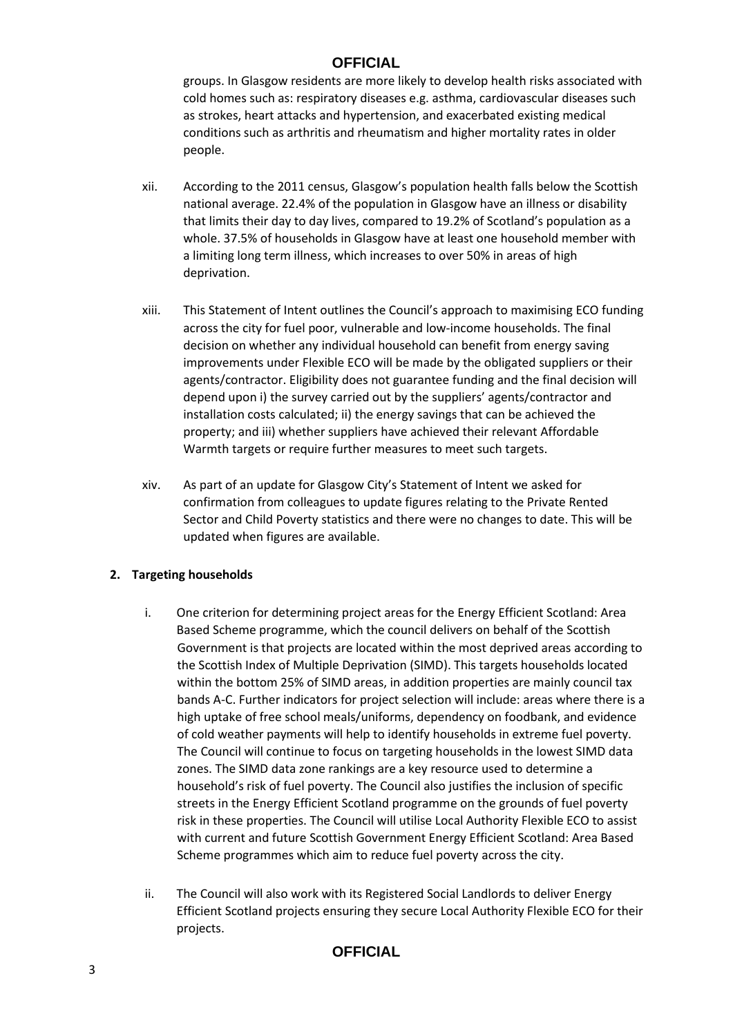groups. In Glasgow residents are more likely to develop health risks associated with cold homes such as: respiratory diseases e.g. asthma, cardiovascular diseases such as strokes, heart attacks and hypertension, and exacerbated existing medical conditions such as arthritis and rheumatism and higher mortality rates in older people.

xii. According to the 2011 census, Glasgow's population health falls below the Scottish national average. 22.4% of the population in Glasgow have an illness or disability that limits their day to day lives, compared to 19.2% of Scotland's population as a whole. 37.5% of households in Glasgow have at least one household member with a limiting long term illness, which increases to over 50% in areas of high deprivation.

xiii. This Statement of Intent outlines the Council's approach to maximising ECO funding across the city for fuel poor, vulnerable and low-income households. The final decision on whether any individual household can benefit from energy saving improvements under Flexible ECO will be made by the obligated suppliers or their agents/contractor. Eligibility does not guarantee funding and the final decision will depend upon i) the survey carried out by the suppliers' agents/contractor and installation costs calculated; ii) the energy savings that can be achieved the property; and iii) whether suppliers have achieved their relevant Affordable Warmth targets or require further measures to meet such targets.

xiv. As part of an update for Glasgow City's Statement of Intent we asked for confirmation from colleagues to update figures relating to the Private Rented Sector and Child Poverty statistics and there were no changes to date. This will be updated when figures are available.

## 2. Targeting households

i. One criterion for determining project areas for the Energy Efficient Scotland: Area Based Scheme programme, which the council delivers on behalf of the Scottish Government is that projects are located within the most deprived areas according to the Scottish Index of Multiple Deprivation (SIMD). This targets households located within the bottom 25% of SIMD areas, in addition properties are mainly council tax bands A-C. Further indicators for project selection will include: areas where there is a high uptake of free school meals/uniforms, dependency on foodbank, and evidence of cold weather payments will help to identify households in extreme fuel poverty. The Council will continue to focus on targeting households in the lowest SIMD data zones. The SIMD data zone rankings are a key resource used to determine a household's risk of fuel poverty. The Council also justifies the inclusion of specific streets in the Energy Efficient Scotland programme on the grounds of fuel poverty risk in these properties. The Council will utilise Local Authority Flexible ECO to assist with current and future Scottish Government Energy Efficient Scotland: Area Based Scheme programmes which aim to reduce fuel poverty across the city.

ii. The Council will also work with its Registered Social Landlords to deliver Energy Efficient Scotland projects ensuring they secure Local Authority Flexible ECO for their projects.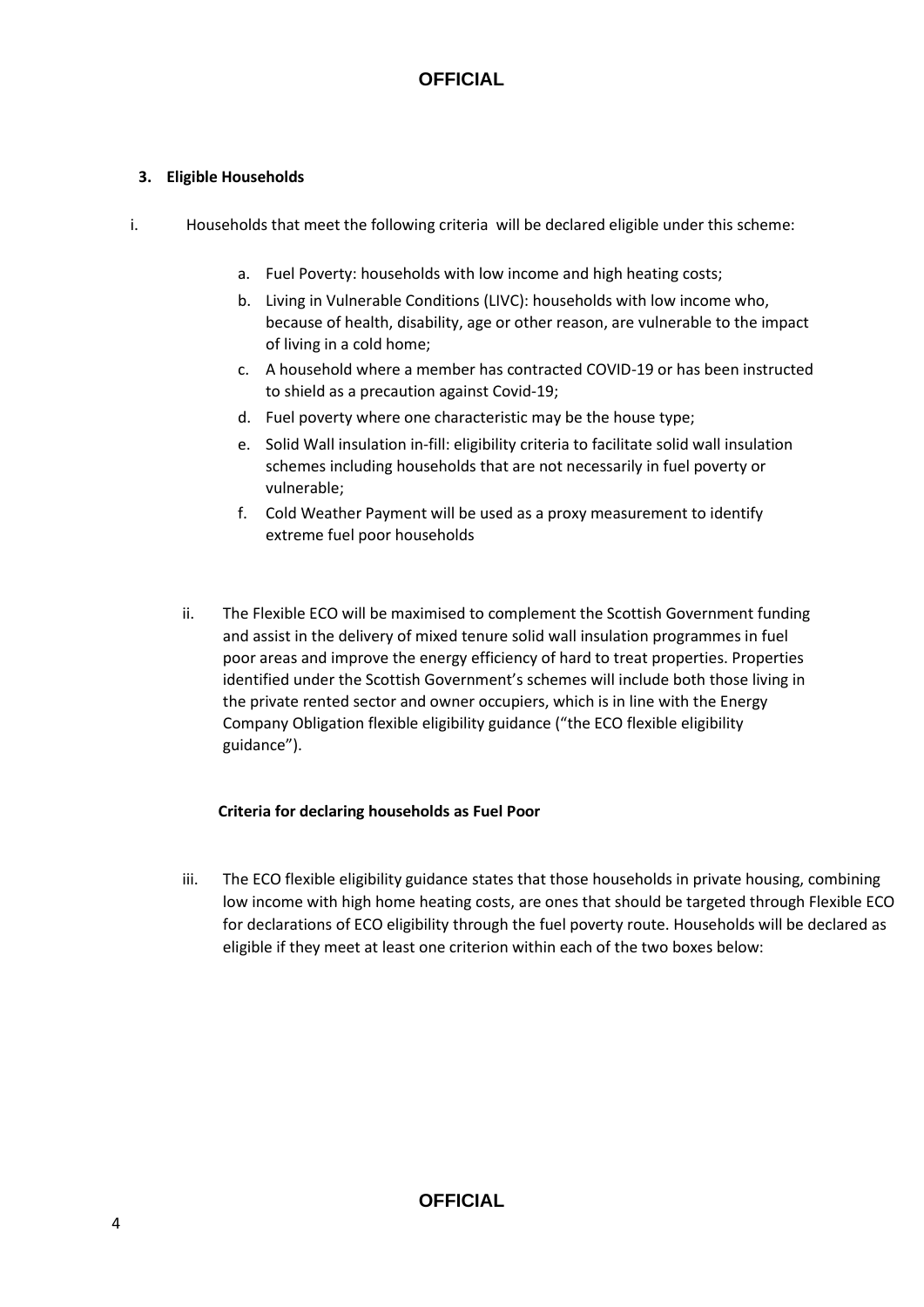## 3. Eligible Households

i. Households that meet the following criteria will be declared eligible under this scheme:

   a. Fuel Poverty: households with low income and high heating costs;
   b. Living in Vulnerable Conditions (LIVC): households with low income who, because of health, disability, age or other reason, are vulnerable to the impact of living in a cold home;
   c. A household where a member has contracted COVID-19 or has been instructed to shield as a precaution against Covid-19;
   d. Fuel poverty where one characteristic may be the house type;
   e. Solid Wall insulation in-fill: eligibility criteria to facilitate solid wall insulation schemes including households that are not necessarily in fuel poverty or vulnerable;
   f. Cold Weather Payment will be used as a proxy measurement to identify extreme fuel poor households

ii. The Flexible ECO will be maximised to complement the Scottish Government funding and assist in the delivery of mixed tenure solid wall insulation programmes in fuel poor areas and improve the energy efficiency of hard to treat properties. Properties identified under the Scottish Government's schemes will include both those living in the private rented sector and owner occupiers, which is in line with the Energy Company Obligation flexible eligibility guidance ("the ECO flexible eligibility guidance").

**Criteria for declaring households as Fuel Poor**

iii. The ECO flexible eligibility guidance states that those households in private housing, combining low income with high home heating costs, are ones that should be targeted through Flexible ECO for declarations of ECO eligibility through the fuel poverty route. Households will be declared as eligible if they meet at least one criterion within each of the two boxes below: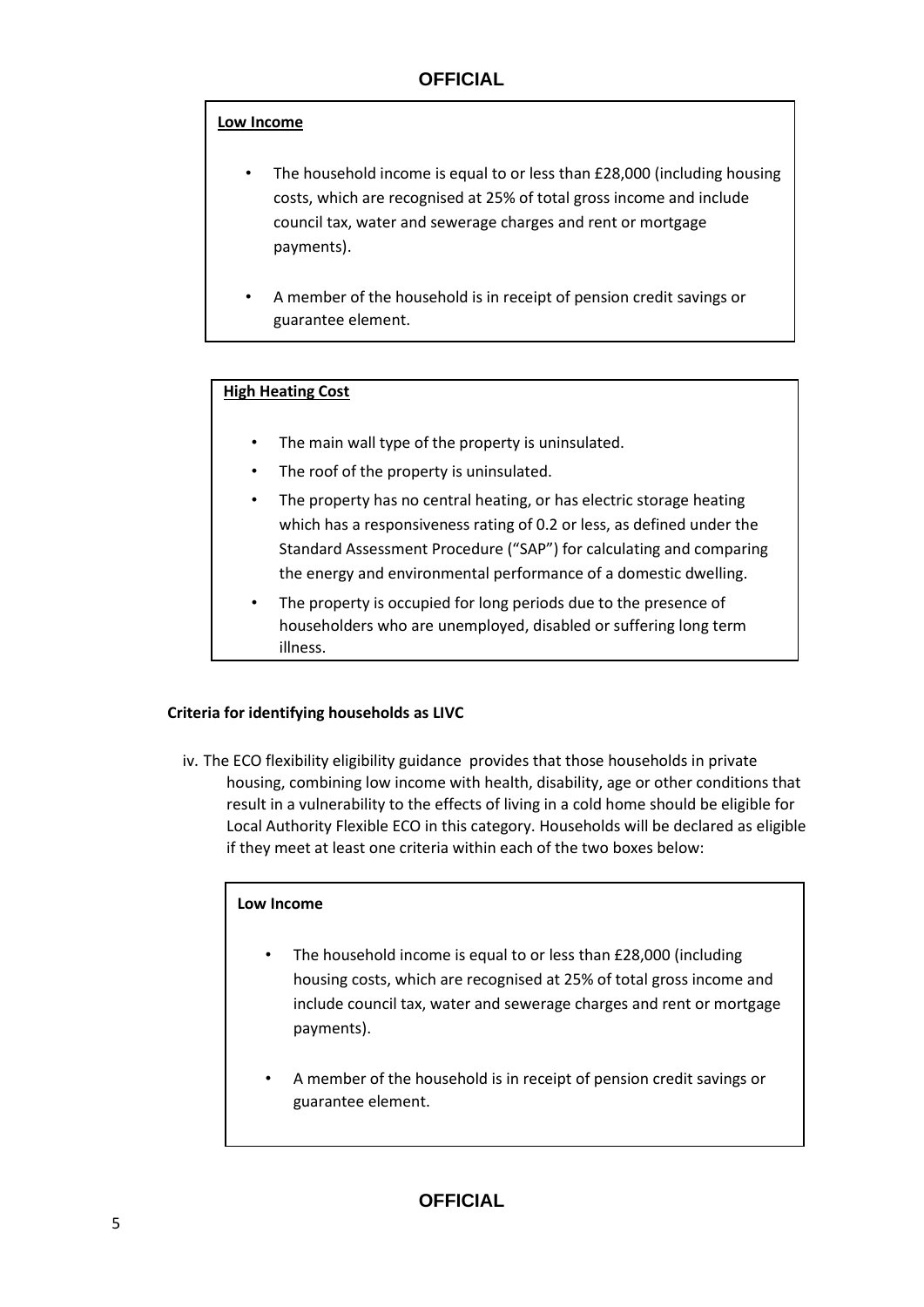**Low Income**

- The household income is equal to or less than £28,000 (including housing costs, which are recognised at 25% of total gross income and include council tax, water and sewerage charges and rent or mortgage payments).
- A member of the household is in receipt of pension credit savings or guarantee element.

**High Heating Cost**

- The main wall type of the property is uninsulated.
- The roof of the property is uninsulated.
- The property has no central heating, or has electric storage heating which has a responsiveness rating of 0.2 or less, as defined under the Standard Assessment Procedure ("SAP") for calculating and comparing the energy and environmental performance of a domestic dwelling.
- The property is occupied for long periods due to the presence of householders who are unemployed, disabled or suffering long term illness.

**Criteria for identifying households as LIVC**

iv. The ECO flexibility eligibility guidance provides that those households in private housing, combining low income with health, disability, age or other conditions that result in a vulnerability to the effects of living in a cold home should be eligible for Local Authority Flexible ECO in this category. Households will be declared as eligible if they meet at least one criteria within each of the two boxes below:

**Low Income**

- The household income is equal to or less than £28,000 (including housing costs, which are recognised at 25% of total gross income and include council tax, water and sewerage charges and rent or mortgage payments).
- A member of the household is in receipt of pension credit savings or guarantee element.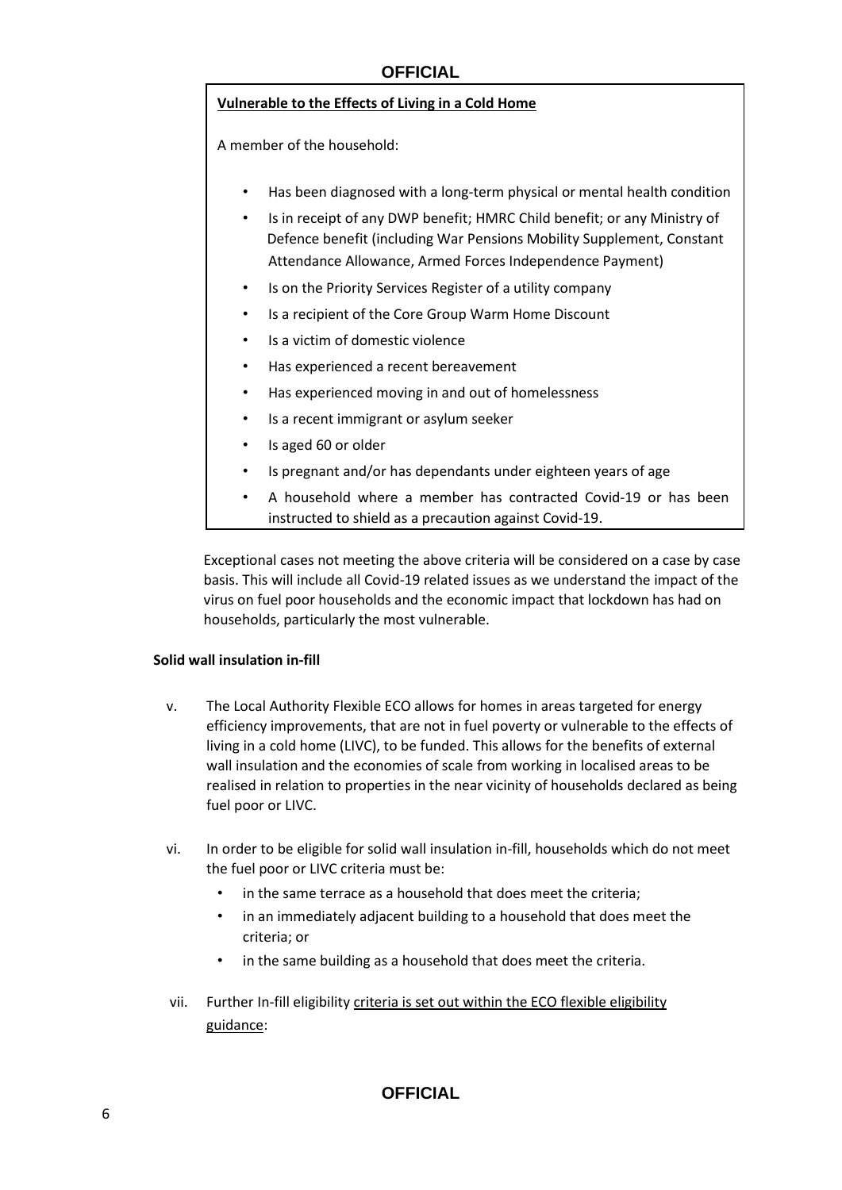**Vulnerable to the Effects of Living in a Cold Home**

A member of the household:

- Has been diagnosed with a long-term physical or mental health condition
- Is in receipt of any DWP benefit; HMRC Child benefit; or any Ministry of Defence benefit (including War Pensions Mobility Supplement, Constant Attendance Allowance, Armed Forces Independence Payment)
- Is on the Priority Services Register of a utility company
- Is a recipient of the Core Group Warm Home Discount
- Is a victim of domestic violence
- Has experienced a recent bereavement
- Has experienced moving in and out of homelessness
- Is a recent immigrant or asylum seeker
- Is aged 60 or older
- Is pregnant and/or has dependants under eighteen years of age
- A household where a member has contracted Covid-19 or has been instructed to shield as a precaution against Covid-19.

Exceptional cases not meeting the above criteria will be considered on a case by case basis. This will include all Covid-19 related issues as we understand the impact of the virus on fuel poor households and the economic impact that lockdown has had on households, particularly the most vulnerable.

**Solid wall insulation in-fill**

v. The Local Authority Flexible ECO allows for homes in areas targeted for energy efficiency improvements, that are not in fuel poverty or vulnerable to the effects of living in a cold home (LIVC), to be funded. This allows for the benefits of external wall insulation and the economies of scale from working in localised areas to be realised in relation to properties in the near vicinity of households declared as being fuel poor or LIVC.

vi. In order to be eligible for solid wall insulation in-fill, households which do not meet the fuel poor or LIVC criteria must be:

- in the same terrace as a household that does meet the criteria;
- in an immediately adjacent building to a household that does meet the criteria; or
- in the same building as a household that does meet the criteria.

vii. Further In-fill eligibility criteria is set out within the ECO flexible eligibility guidance: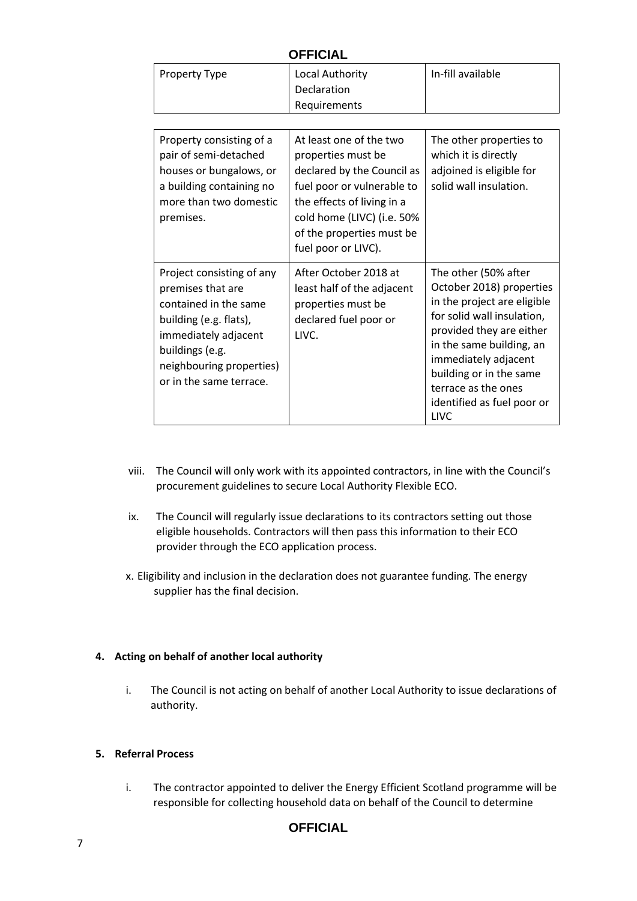| Property Type | Local Authority Declaration Requirements | In-fill available |
| --- | --- | --- |
| Property consisting of a pair of semi-detached houses or bungalows, or a building containing no more than two domestic premises. | At least one of the two properties must be declared by the Council as fuel poor or vulnerable to the effects of living in a cold home (LIVC) (i.e. 50% of the properties must be fuel poor or LIVC). | The other properties to which it is directly adjoined is eligible for solid wall insulation. |
| Project consisting of any premises that are contained in the same building (e.g. flats), immediately adjacent buildings (e.g. neighbouring properties) or in the same terrace. | After October 2018 at least half of the adjacent properties must be declared fuel poor or LIVC. | The other (50% after October 2018) properties in the project are eligible for solid wall insulation, provided they are either in the same building, an immediately adjacent building or in the same terrace as the ones identified as fuel poor or LIVC |

viii. The Council will only work with its appointed contractors, in line with the Council's procurement guidelines to secure Local Authority Flexible ECO.

ix. The Council will regularly issue declarations to its contractors setting out those eligible households. Contractors will then pass this information to their ECO provider through the ECO application process.

x. Eligibility and inclusion in the declaration does not guarantee funding. The energy supplier has the final decision.

**4. Acting on behalf of another local authority**

i. The Council is not acting on behalf of another Local Authority to issue declarations of authority.

**5. Referral Process**

i. The contractor appointed to deliver the Energy Efficient Scotland programme will be responsible for collecting household data on behalf of the Council to determine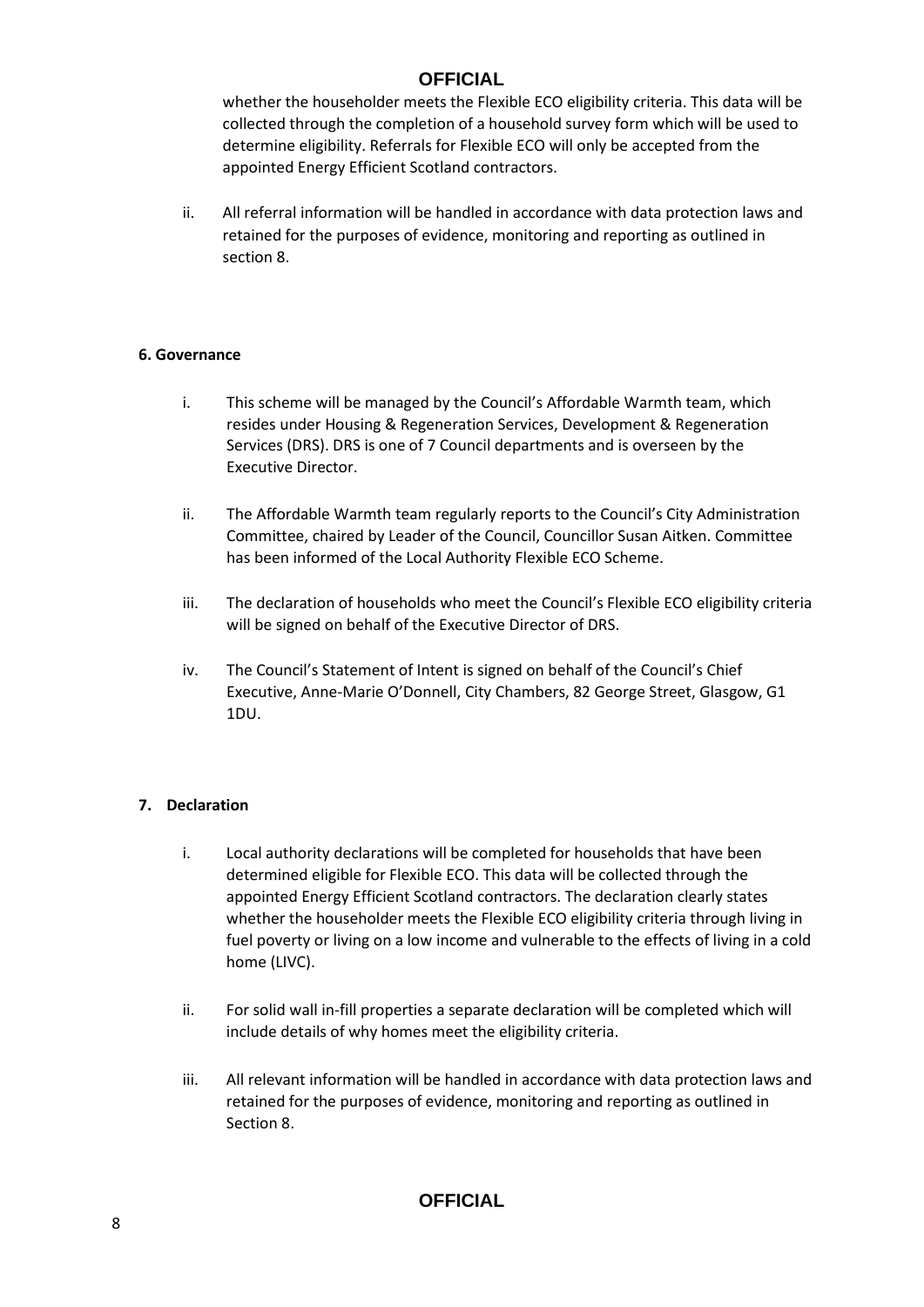whether the householder meets the Flexible ECO eligibility criteria. This data will be collected through the completion of a household survey form which will be used to determine eligibility. Referrals for Flexible ECO will only be accepted from the appointed Energy Efficient Scotland contractors.

ii. All referral information will be handled in accordance with data protection laws and retained for the purposes of evidence, monitoring and reporting as outlined in section 8.

**6. Governance**

i. This scheme will be managed by the Council's Affordable Warmth team, which resides under Housing & Regeneration Services, Development & Regeneration Services (DRS). DRS is one of 7 Council departments and is overseen by the Executive Director.

ii. The Affordable Warmth team regularly reports to the Council's City Administration Committee, chaired by Leader of the Council, Councillor Susan Aitken. Committee has been informed of the Local Authority Flexible ECO Scheme.

iii. The declaration of households who meet the Council's Flexible ECO eligibility criteria will be signed on behalf of the Executive Director of DRS.

iv. The Council's Statement of Intent is signed on behalf of the Council's Chief Executive, Anne-Marie O'Donnell, City Chambers, 82 George Street, Glasgow, G1 1DU.

**7. Declaration**

i. Local authority declarations will be completed for households that have been determined eligible for Flexible ECO. This data will be collected through the appointed Energy Efficient Scotland contractors. The declaration clearly states whether the householder meets the Flexible ECO eligibility criteria through living in fuel poverty or living on a low income and vulnerable to the effects of living in a cold home (LIVC).

ii. For solid wall in-fill properties a separate declaration will be completed which will include details of why homes meet the eligibility criteria.

iii. All relevant information will be handled in accordance with data protection laws and retained for the purposes of evidence, monitoring and reporting as outlined in Section 8.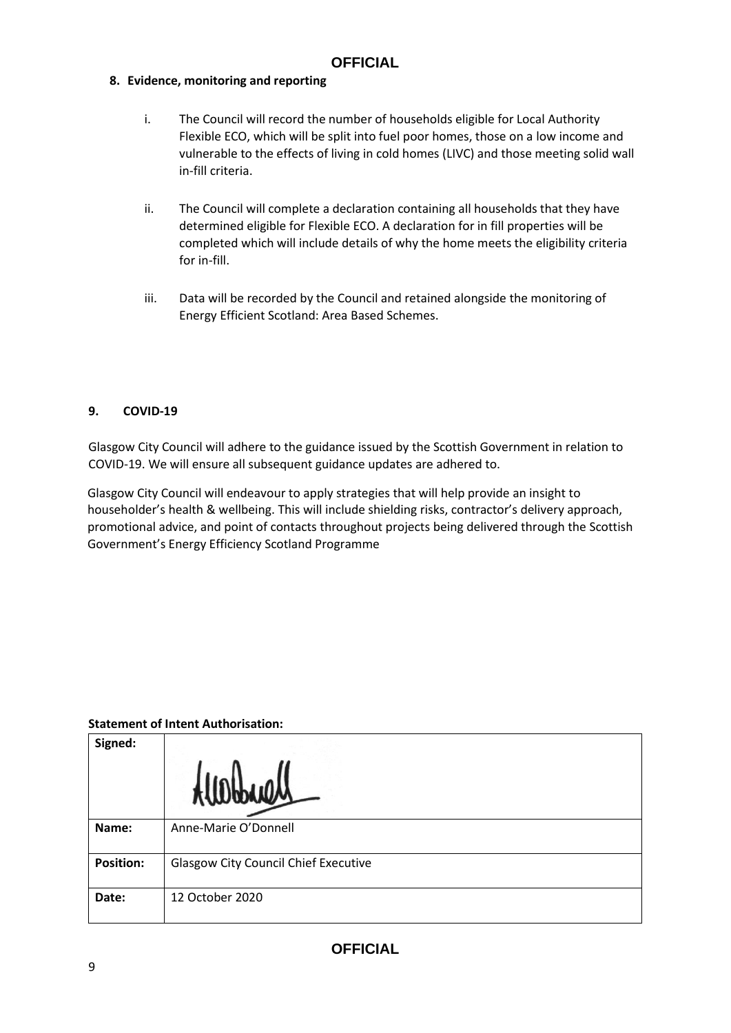## 8. Evidence, monitoring and reporting

i. The Council will record the number of households eligible for Local Authority Flexible ECO, which will be split into fuel poor homes, those on a low income and vulnerable to the effects of living in cold homes (LIVC) and those meeting solid wall in-fill criteria.

ii. The Council will complete a declaration containing all households that they have determined eligible for Flexible ECO. A declaration for in fill properties will be completed which will include details of why the home meets the eligibility criteria for in-fill.

iii. Data will be recorded by the Council and retained alongside the monitoring of Energy Efficient Scotland: Area Based Schemes.

## 9. COVID-19

Glasgow City Council will adhere to the guidance issued by the Scottish Government in relation to COVID-19. We will ensure all subsequent guidance updates are adhered to.

Glasgow City Council will endeavour to apply strategies that will help provide an insight to householder's health & wellbeing. This will include shielding risks, contractor's delivery approach, promotional advice, and point of contacts throughout projects being delivered through the Scottish Government's Energy Efficiency Scotland Programme

**Statement of Intent Authorisation:**

| | |
|---|---|
| **Signed:** | |
| **Name:** | Anne-Marie O'Donnell |
| **Position:** | Glasgow City Council Chief Executive |
| **Date:** | 12 October 2020 |